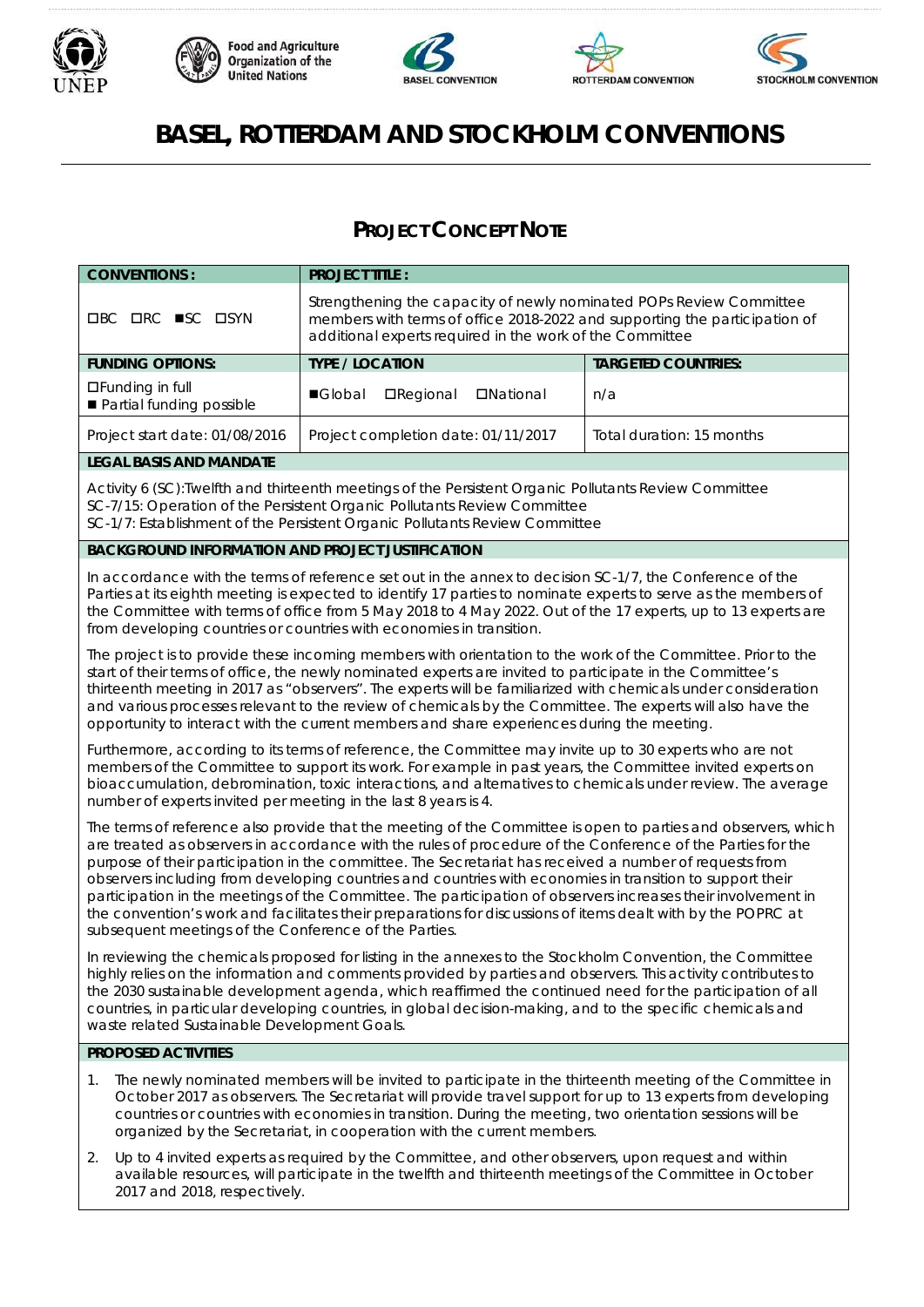UNEP | Food and Agriculture Organization of the United Nations | BASEL CONVENTION | ROTTERDAM CONVENTION | STOCKHOLM CONVENTION

# BASEL, ROTTERDAM AND STOCKHOLM CONVENTIONS

## PROJECT CONCEPT NOTE

| CONVENTIONS: | PROJECT TITLE: | |
|---|---|---|
| ☐BC ☐RC ■SC ☐SYN | Strengthening the capacity of newly nominated POPs Review Committee members with terms of office 2018-2022 and supporting the participation of additional experts required in the work of the Committee | |
| **FUNDING OPTIONS:** | **TYPE / LOCATION** | **TARGETED COUNTRIES:** |
| ☐Funding in full<br>■ Partial funding possible | ■Global ☐Regional ☐National | n/a |
| Project start date: 01/08/2016 | Project completion date: 01/11/2017 | Total duration: 15 months |

**LEGAL BASIS AND MANDATE**

Activity 6 (SC):Twelfth and thirteenth meetings of the Persistent Organic Pollutants Review Committee
SC-7/15: Operation of the Persistent Organic Pollutants Review Committee
SC-1/7: Establishment of the Persistent Organic Pollutants Review Committee

**BACKGROUND INFORMATION AND PROJECT JUSTIFICATION**

In accordance with the terms of reference set out in the annex to decision SC-1/7, the Conference of the Parties at its eighth meeting is expected to identify 17 parties to nominate experts to serve as the members of the Committee with terms of office from 5 May 2018 to 4 May 2022. Out of the 17 experts, up to 13 experts are from developing countries or countries with economies in transition.

The project is to provide these incoming members with orientation to the work of the Committee. Prior to the start of their terms of office, the newly nominated experts are invited to participate in the Committee's thirteenth meeting in 2017 as "observers". The experts will be familiarized with chemicals under consideration and various processes relevant to the review of chemicals by the Committee. The experts will also have the opportunity to interact with the current members and share experiences during the meeting.

Furthermore, according to its terms of reference, the Committee may invite up to 30 experts who are not members of the Committee to support its work. For example in past years, the Committee invited experts on bioaccumulation, debromination, toxic interactions, and alternatives to chemicals under review. The average number of experts invited per meeting in the last 8 years is 4.

The terms of reference also provide that the meeting of the Committee is open to parties and observers, which are treated as observers in accordance with the rules of procedure of the Conference of the Parties for the purpose of their participation in the committee. The Secretariat has received a number of requests from observers including from developing countries and countries with economies in transition to support their participation in the meetings of the Committee. The participation of observers increases their involvement in the convention's work and facilitates their preparations for discussions of items dealt with by the POPRC at subsequent meetings of the Conference of the Parties.

In reviewing the chemicals proposed for listing in the annexes to the Stockholm Convention, the Committee highly relies on the information and comments provided by parties and observers. This activity contributes to the 2030 sustainable development agenda, which reaffirmed the continued need for the participation of all countries, in particular developing countries, in global decision-making, and to the specific chemicals and waste related Sustainable Development Goals.

**PROPOSED ACTIVITIES**

1. The newly nominated members will be invited to participate in the thirteenth meeting of the Committee in October 2017 as observers. The Secretariat will provide travel support for up to 13 experts from developing countries or countries with economies in transition. During the meeting, two orientation sessions will be organized by the Secretariat, in cooperation with the current members.
2. Up to 4 invited experts as required by the Committee, and other observers, upon request and within available resources, will participate in the twelfth and thirteenth meetings of the Committee in October 2017 and 2018, respectively.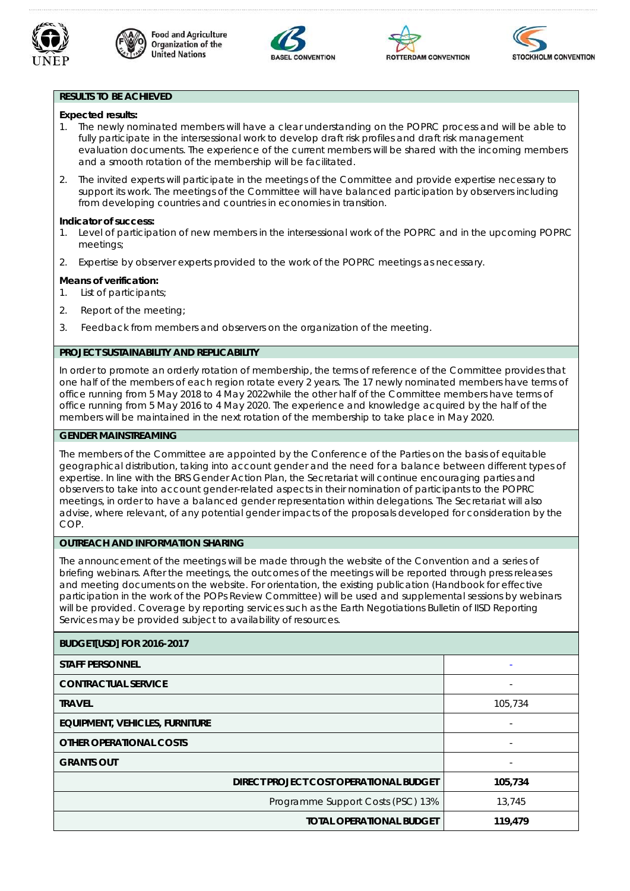## RESULTS TO BE ACHIEVED

**Expected results:**

1. The newly nominated members will have a clear understanding on the POPRC process and will be able to fully participate in the intersessional work to develop draft risk profiles and draft risk management evaluation documents. The experience of the current members will be shared with the incoming members and a smooth rotation of the membership will be facilitated.
2. The invited experts will participate in the meetings of the Committee and provide expertise necessary to support its work. The meetings of the Committee will have balanced participation by observers including from developing countries and countries in economies in transition.

**Indicator of success:**

1. Level of participation of new members in the intersessional work of the POPRC and in the upcoming POPRC meetings;
2. Expertise by observer experts provided to the work of the POPRC meetings as necessary.

**Means of verification:**

1. List of participants;
2. Report of the meeting;
3. Feedback from members and observers on the organization of the meeting.

## PROJECT SUSTAINABILITY AND REPLICABILITY

In order to promote an orderly rotation of membership, the terms of reference of the Committee provides that one half of the members of each region rotate every 2 years. The 17 newly nominated members have terms of office running from 5 May 2018 to 4 May 2022while the other half of the Committee members have terms of office running from 5 May 2016 to 4 May 2020. The experience and knowledge acquired by the half of the members will be maintained in the next rotation of the membership to take place in May 2020.

## GENDER MAINSTREAMING

The members of the Committee are appointed by the Conference of the Parties on the basis of equitable geographical distribution, taking into account gender and the need for a balance between different types of expertise. In line with the BRS Gender Action Plan, the Secretariat will continue encouraging parties and observers to take into account gender-related aspects in their nomination of participants to the POPRC meetings, in order to have a balanced gender representation within delegations. The Secretariat will also advise, where relevant, of any potential gender impacts of the proposals developed for consideration by the COP.

## OUTREACH AND INFORMATION SHARING

The announcement of the meetings will be made through the website of the Convention and a series of briefing webinars. After the meetings, the outcomes of the meetings will be reported through press releases and meeting documents on the website. For orientation, the existing publication (Handbook for effective participation in the work of the POPs Review Committee) will be used and supplemental sessions by webinars will be provided. Coverage by reporting services such as the Earth Negotiations Bulletin of IISD Reporting Services may be provided subject to availability of resources.

| BUDGET[USD] FOR 2016-2017 | |
|---|---|
| STAFF PERSONNEL | - |
| CONTRACTUAL SERVICE | - |
| TRAVEL | 105,734 |
| EQUIPMENT, VEHICLES, FURNITURE | - |
| OTHER OPERATIONAL COSTS | - |
| GRANTS OUT | - |
| **DIRECT PROJECT COST OPERATIONAL BUDGET** | **105,734** |
| Programme Support Costs (PSC) 13% | 13,745 |
| **TOTAL OPERATIONAL BUDGET** | **119,479** |